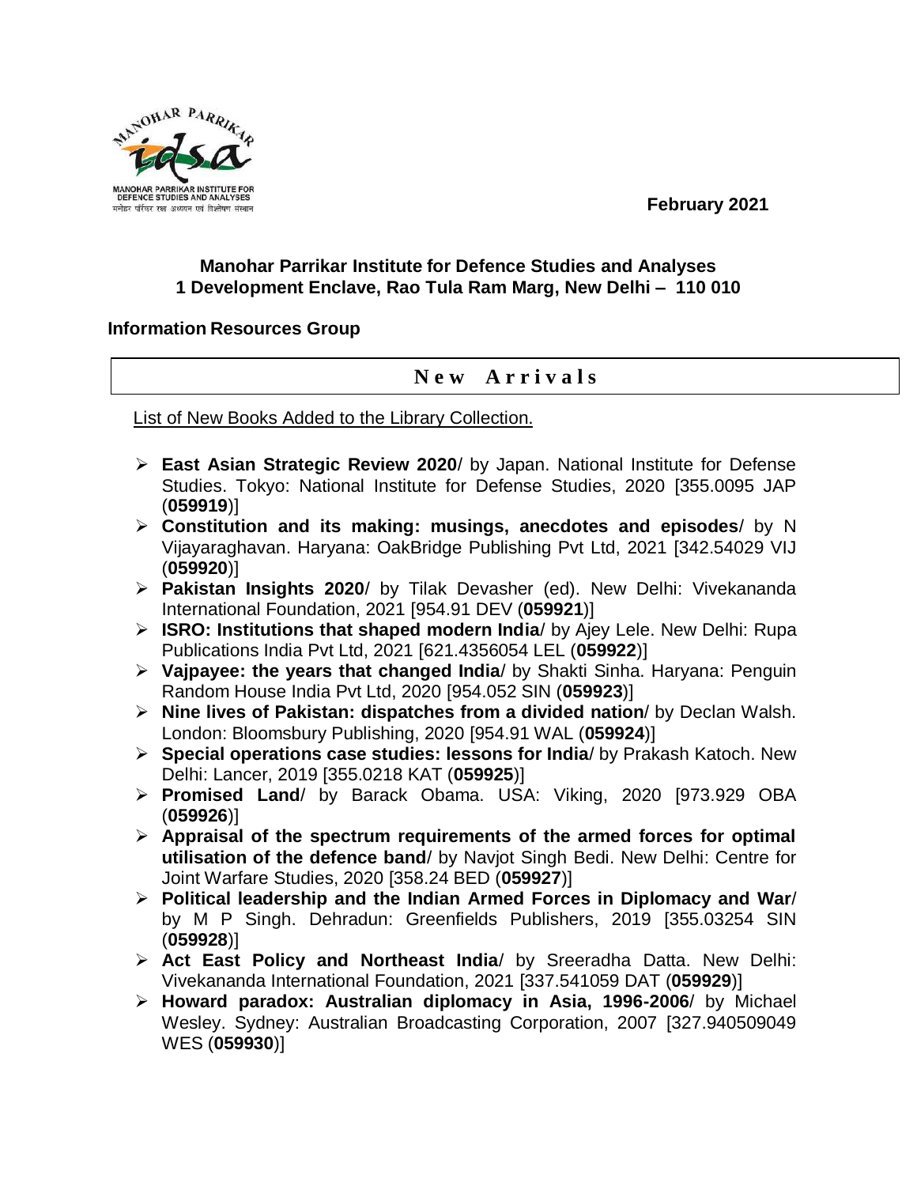February 2021

**Manohar Parrikar Institute for Defence Studies and Analyses**
**1 Development Enclave, Rao Tula Ram Marg, New Delhi – 110 010**

**Information Resources Group**

## New Arrivals

List of New Books Added to the Library Collection.

- **East Asian Strategic Review 2020**/ by Japan. National Institute for Defense Studies. Tokyo: National Institute for Defense Studies, 2020 [355.0095 JAP (**059919**)]
- **Constitution and its making: musings, anecdotes and episodes**/ by N Vijayaraghavan. Haryana: OakBridge Publishing Pvt Ltd, 2021 [342.54029 VIJ (**059920**)]
- **Pakistan Insights 2020**/ by Tilak Devasher (ed). New Delhi: Vivekananda International Foundation, 2021 [954.91 DEV (**059921**)]
- **ISRO: Institutions that shaped modern India**/ by Ajey Lele. New Delhi: Rupa Publications India Pvt Ltd, 2021 [621.4356054 LEL (**059922**)]
- **Vajpayee: the years that changed India**/ by Shakti Sinha. Haryana: Penguin Random House India Pvt Ltd, 2020 [954.052 SIN (**059923**)]
- **Nine lives of Pakistan: dispatches from a divided nation**/ by Declan Walsh. London: Bloomsbury Publishing, 2020 [954.91 WAL (**059924**)]
- **Special operations case studies: lessons for India**/ by Prakash Katoch. New Delhi: Lancer, 2019 [355.0218 KAT (**059925**)]
- **Promised Land**/ by Barack Obama. USA: Viking, 2020 [973.929 OBA (**059926**)]
- **Appraisal of the spectrum requirements of the armed forces for optimal utilisation of the defence band**/ by Navjot Singh Bedi. New Delhi: Centre for Joint Warfare Studies, 2020 [358.24 BED (**059927**)]
- **Political leadership and the Indian Armed Forces in Diplomacy and War**/ by M P Singh. Dehradun: Greenfields Publishers, 2019 [355.03254 SIN (**059928**)]
- **Act East Policy and Northeast India**/ by Sreeradha Datta. New Delhi: Vivekananda International Foundation, 2021 [337.541059 DAT (**059929**)]
- **Howard paradox: Australian diplomacy in Asia, 1996-2006**/ by Michael Wesley. Sydney: Australian Broadcasting Corporation, 2007 [327.940509049 WES (**059930**)]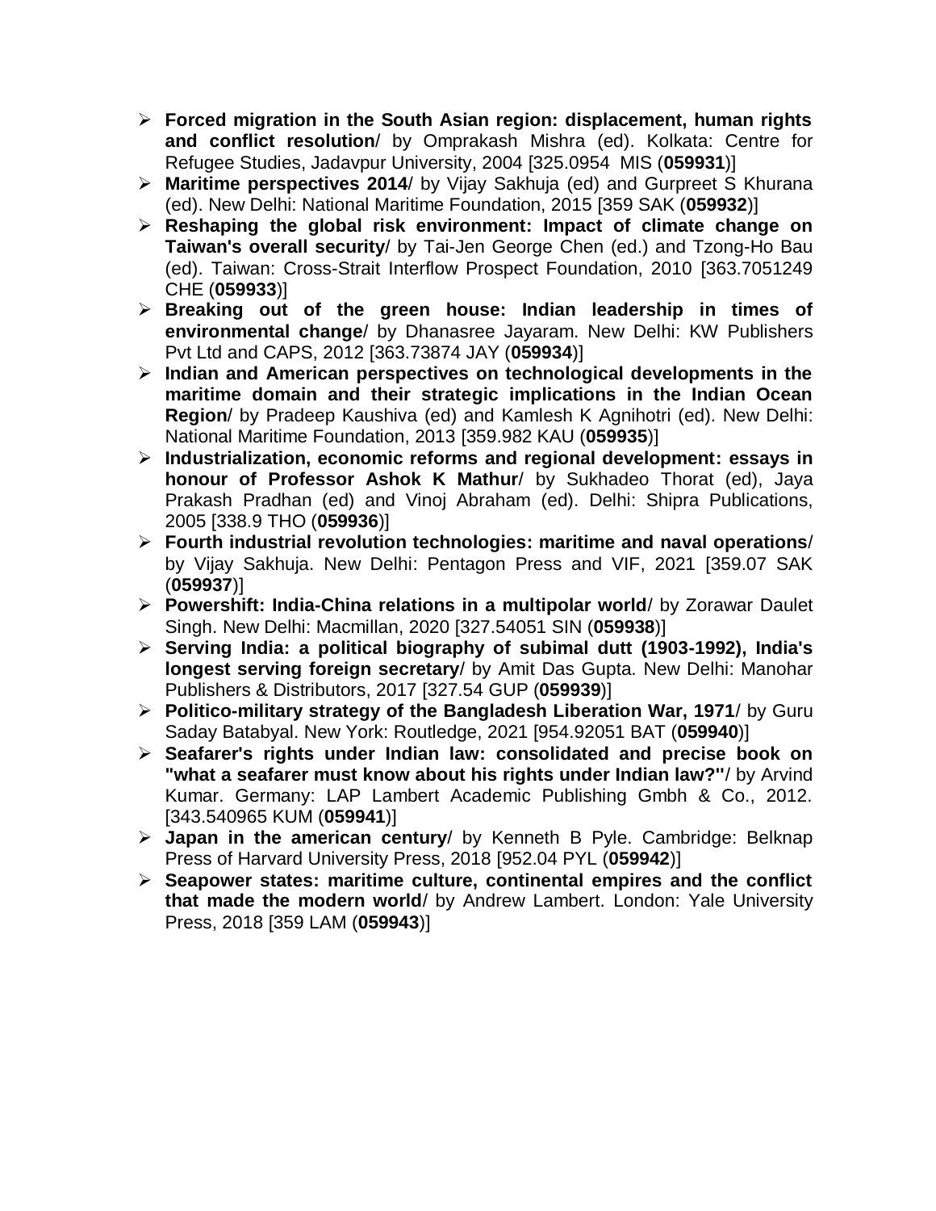- **Forced migration in the South Asian region: displacement, human rights and conflict resolution**/ by Omprakash Mishra (ed). Kolkata: Centre for Refugee Studies, Jadavpur University, 2004 [325.0954 MIS (**059931**)]
- **Maritime perspectives 2014**/ by Vijay Sakhuja (ed) and Gurpreet S Khurana (ed). New Delhi: National Maritime Foundation, 2015 [359 SAK (**059932**)]
- **Reshaping the global risk environment: Impact of climate change on Taiwan's overall security**/ by Tai-Jen George Chen (ed.) and Tzong-Ho Bau (ed). Taiwan: Cross-Strait Interflow Prospect Foundation, 2010 [363.7051249 CHE (**059933**)]
- **Breaking out of the green house: Indian leadership in times of environmental change**/ by Dhanasree Jayaram. New Delhi: KW Publishers Pvt Ltd and CAPS, 2012 [363.73874 JAY (**059934**)]
- **Indian and American perspectives on technological developments in the maritime domain and their strategic implications in the Indian Ocean Region**/ by Pradeep Kaushiva (ed) and Kamlesh K Agnihotri (ed). New Delhi: National Maritime Foundation, 2013 [359.982 KAU (**059935**)]
- **Industrialization, economic reforms and regional development: essays in honour of Professor Ashok K Mathur**/ by Sukhadeo Thorat (ed), Jaya Prakash Pradhan (ed) and Vinoj Abraham (ed). Delhi: Shipra Publications, 2005 [338.9 THO (**059936**)]
- **Fourth industrial revolution technologies: maritime and naval operations**/ by Vijay Sakhuja. New Delhi: Pentagon Press and VIF, 2021 [359.07 SAK (**059937**)]
- **Powershift: India-China relations in a multipolar world**/ by Zorawar Daulet Singh. New Delhi: Macmillan, 2020 [327.54051 SIN (**059938**)]
- **Serving India: a political biography of subimal dutt (1903-1992), India's longest serving foreign secretary**/ by Amit Das Gupta. New Delhi: Manohar Publishers & Distributors, 2017 [327.54 GUP (**059939**)]
- **Politico-military strategy of the Bangladesh Liberation War, 1971**/ by Guru Saday Batabyal. New York: Routledge, 2021 [954.92051 BAT (**059940**)]
- **Seafarer's rights under Indian law: consolidated and precise book on "what a seafarer must know about his rights under Indian law?"**/ by Arvind Kumar. Germany: LAP Lambert Academic Publishing Gmbh & Co., 2012. [343.540965 KUM (**059941**)]
- **Japan in the american century**/ by Kenneth B Pyle. Cambridge: Belknap Press of Harvard University Press, 2018 [952.04 PYL (**059942**)]
- **Seapower states: maritime culture, continental empires and the conflict that made the modern world**/ by Andrew Lambert. London: Yale University Press, 2018 [359 LAM (**059943**)]